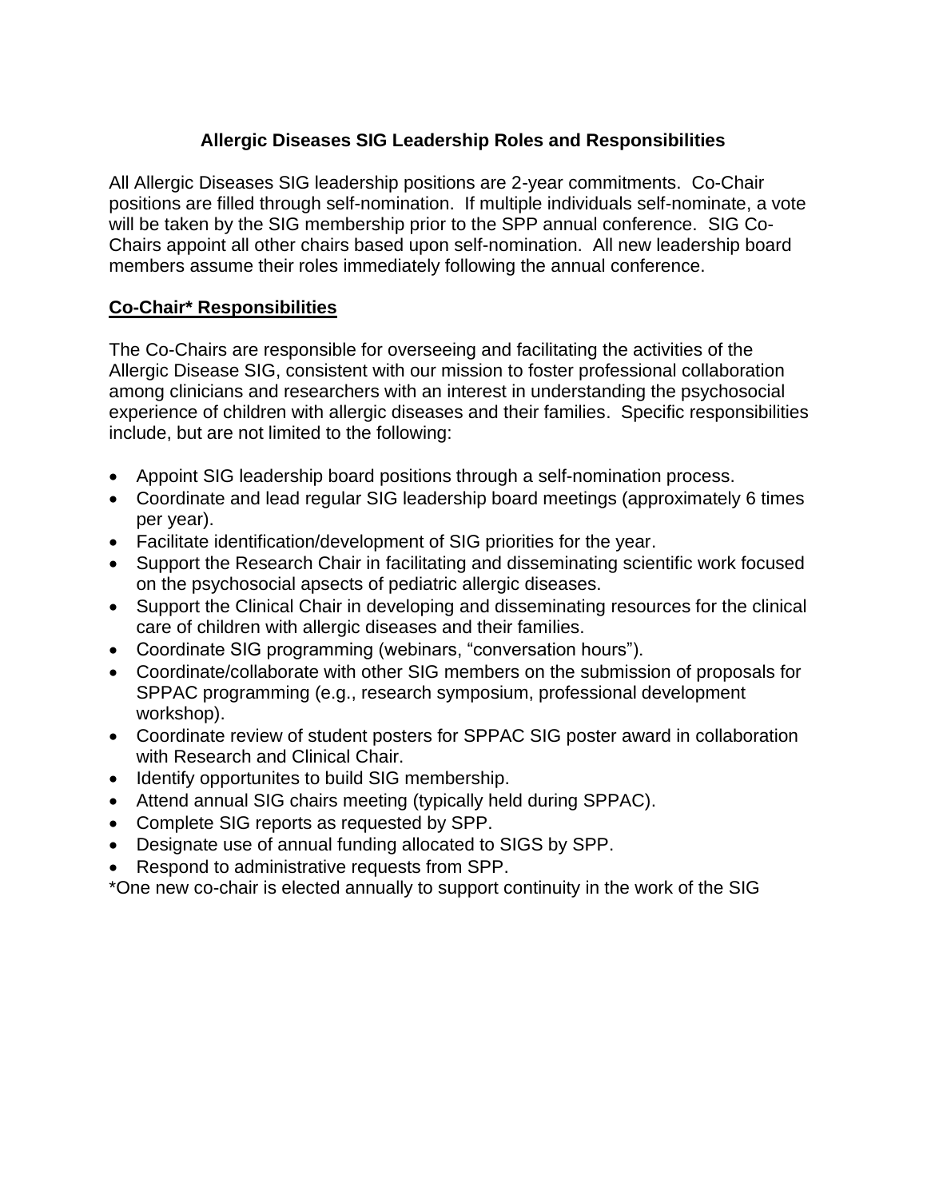# Allergic Diseases SIG Leadership Roles and Responsibilities

All Allergic Diseases SIG leadership positions are 2-year commitments. Co-Chair positions are filled through self-nomination. If multiple individuals self-nominate, a vote will be taken by the SIG membership prior to the SPP annual conference. SIG Co-Chairs appoint all other chairs based upon self-nomination. All new leadership board members assume their roles immediately following the annual conference.

## Co-Chair* Responsibilities

The Co-Chairs are responsible for overseeing and facilitating the activities of the Allergic Disease SIG, consistent with our mission to foster professional collaboration among clinicians and researchers with an interest in understanding the psychosocial experience of children with allergic diseases and their families. Specific responsibilities include, but are not limited to the following:

- Appoint SIG leadership board positions through a self-nomination process.
- Coordinate and lead regular SIG leadership board meetings (approximately 6 times per year).
- Facilitate identification/development of SIG priorities for the year.
- Support the Research Chair in facilitating and disseminating scientific work focused on the psychosocial apsects of pediatric allergic diseases.
- Support the Clinical Chair in developing and disseminating resources for the clinical care of children with allergic diseases and their families.
- Coordinate SIG programming (webinars, "conversation hours").
- Coordinate/collaborate with other SIG members on the submission of proposals for SPPAC programming (e.g., research symposium, professional development workshop).
- Coordinate review of student posters for SPPAC SIG poster award in collaboration with Research and Clinical Chair.
- Identify opportunites to build SIG membership.
- Attend annual SIG chairs meeting (typically held during SPPAC).
- Complete SIG reports as requested by SPP.
- Designate use of annual funding allocated to SIGS by SPP.
- Respond to administrative requests from SPP.

*One new co-chair is elected annually to support continuity in the work of the SIG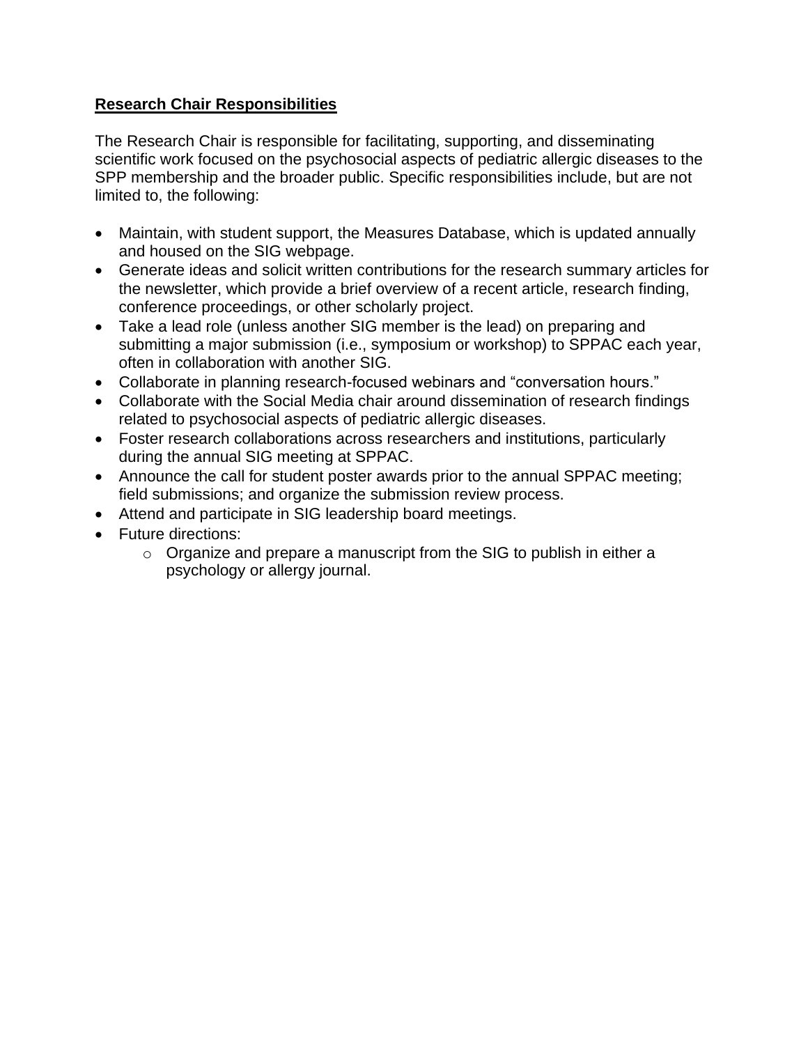**Research Chair Responsibilities**

The Research Chair is responsible for facilitating, supporting, and disseminating scientific work focused on the psychosocial aspects of pediatric allergic diseases to the SPP membership and the broader public. Specific responsibilities include, but are not limited to, the following:

- Maintain, with student support, the Measures Database, which is updated annually and housed on the SIG webpage.
- Generate ideas and solicit written contributions for the research summary articles for the newsletter, which provide a brief overview of a recent article, research finding, conference proceedings, or other scholarly project.
- Take a lead role (unless another SIG member is the lead) on preparing and submitting a major submission (i.e., symposium or workshop) to SPPAC each year, often in collaboration with another SIG.
- Collaborate in planning research-focused webinars and "conversation hours."
- Collaborate with the Social Media chair around dissemination of research findings related to psychosocial aspects of pediatric allergic diseases.
- Foster research collaborations across researchers and institutions, particularly during the annual SIG meeting at SPPAC.
- Announce the call for student poster awards prior to the annual SPPAC meeting; field submissions; and organize the submission review process.
- Attend and participate in SIG leadership board meetings.
- Future directions:
  - Organize and prepare a manuscript from the SIG to publish in either a psychology or allergy journal.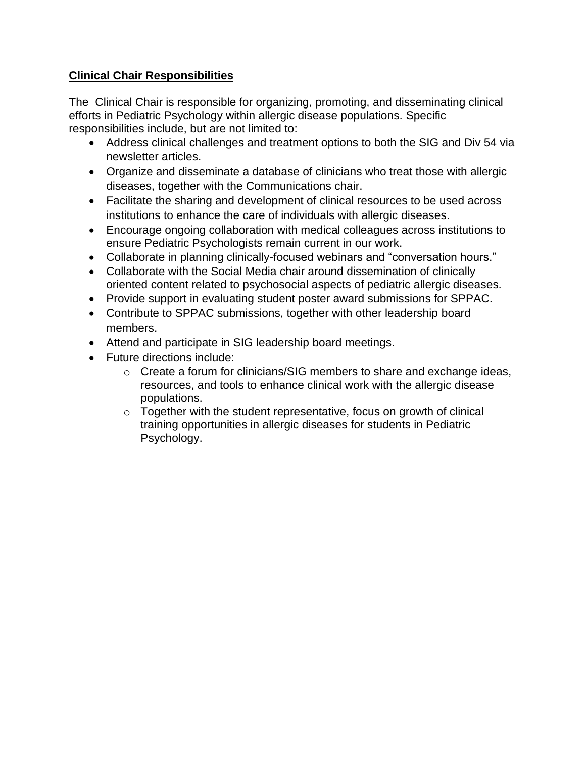## Clinical Chair Responsibilities

The Clinical Chair is responsible for organizing, promoting, and disseminating clinical efforts in Pediatric Psychology within allergic disease populations. Specific responsibilities include, but are not limited to:

- Address clinical challenges and treatment options to both the SIG and Div 54 via newsletter articles.
- Organize and disseminate a database of clinicians who treat those with allergic diseases, together with the Communications chair.
- Facilitate the sharing and development of clinical resources to be used across institutions to enhance the care of individuals with allergic diseases.
- Encourage ongoing collaboration with medical colleagues across institutions to ensure Pediatric Psychologists remain current in our work.
- Collaborate in planning clinically-focused webinars and "conversation hours."
- Collaborate with the Social Media chair around dissemination of clinically oriented content related to psychosocial aspects of pediatric allergic diseases.
- Provide support in evaluating student poster award submissions for SPPAC.
- Contribute to SPPAC submissions, together with other leadership board members.
- Attend and participate in SIG leadership board meetings.
- Future directions include:
  - Create a forum for clinicians/SIG members to share and exchange ideas, resources, and tools to enhance clinical work with the allergic disease populations.
  - Together with the student representative, focus on growth of clinical training opportunities in allergic diseases for students in Pediatric Psychology.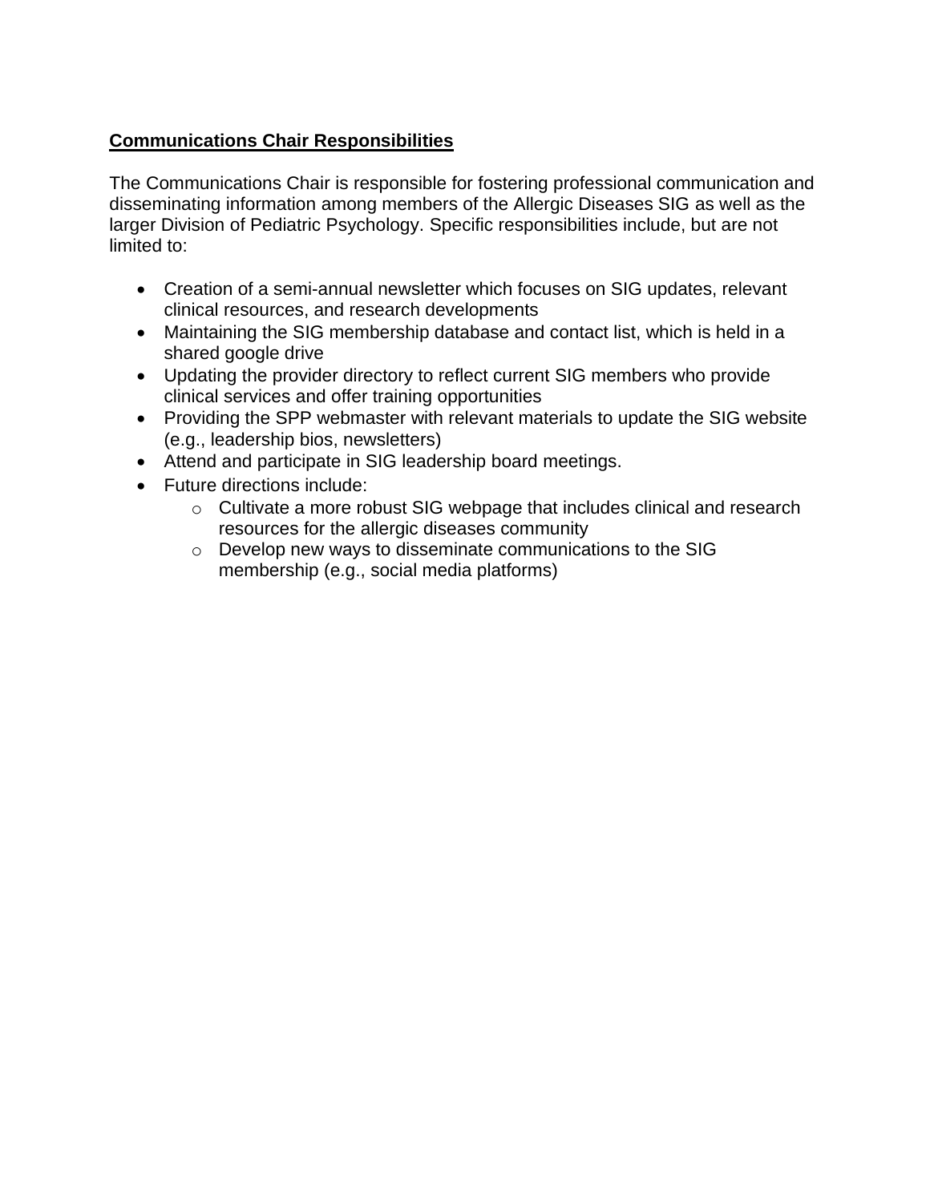**Communications Chair Responsibilities**

The Communications Chair is responsible for fostering professional communication and disseminating information among members of the Allergic Diseases SIG as well as the larger Division of Pediatric Psychology. Specific responsibilities include, but are not limited to:

- Creation of a semi-annual newsletter which focuses on SIG updates, relevant clinical resources, and research developments
- Maintaining the SIG membership database and contact list, which is held in a shared google drive
- Updating the provider directory to reflect current SIG members who provide clinical services and offer training opportunities
- Providing the SPP webmaster with relevant materials to update the SIG website (e.g., leadership bios, newsletters)
- Attend and participate in SIG leadership board meetings.
- Future directions include:
  - Cultivate a more robust SIG webpage that includes clinical and research resources for the allergic diseases community
  - Develop new ways to disseminate communications to the SIG membership (e.g., social media platforms)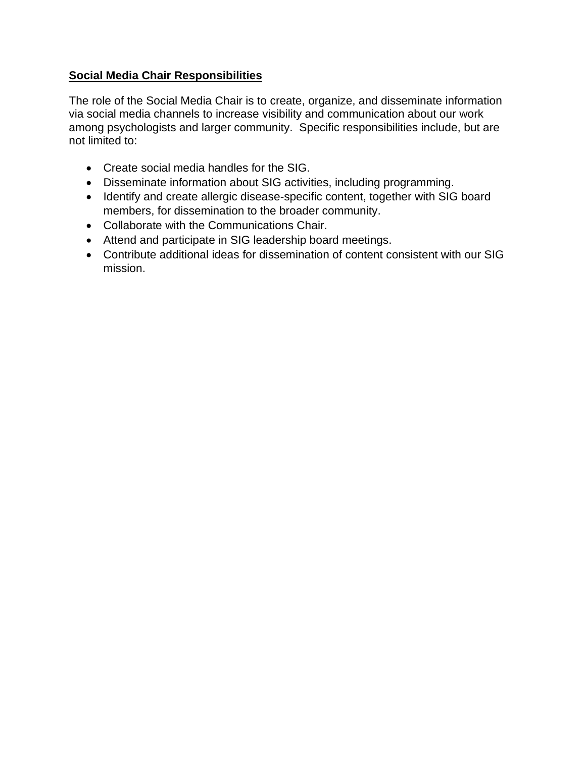**Social Media Chair Responsibilities**

The role of the Social Media Chair is to create, organize, and disseminate information via social media channels to increase visibility and communication about our work among psychologists and larger community. Specific responsibilities include, but are not limited to:

- Create social media handles for the SIG.
- Disseminate information about SIG activities, including programming.
- Identify and create allergic disease-specific content, together with SIG board members, for dissemination to the broader community.
- Collaborate with the Communications Chair.
- Attend and participate in SIG leadership board meetings.
- Contribute additional ideas for dissemination of content consistent with our SIG mission.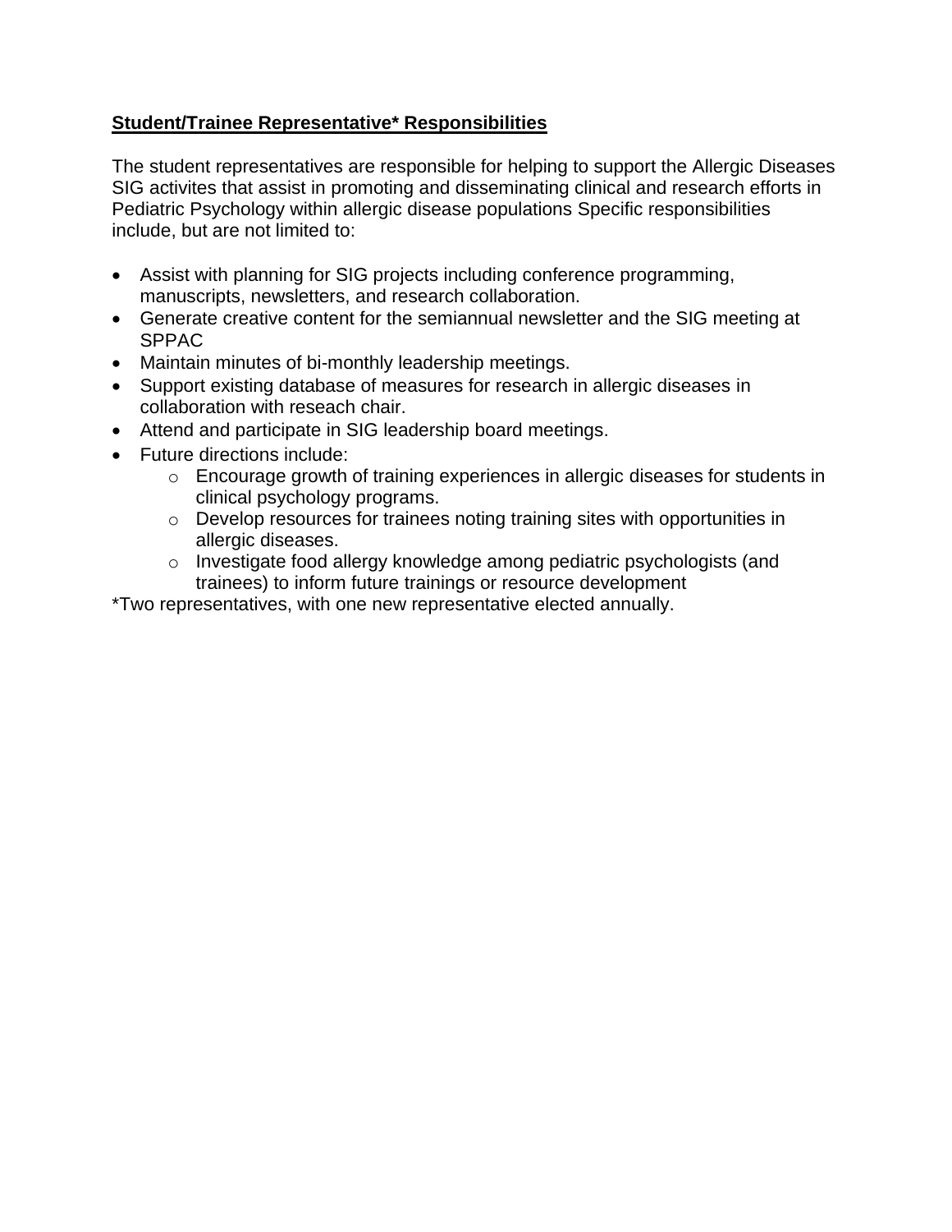**Student/Trainee Representative* Responsibilities**

The student representatives are responsible for helping to support the Allergic Diseases SIG activites that assist in promoting and disseminating clinical and research efforts in Pediatric Psychology within allergic disease populations Specific responsibilities include, but are not limited to:

- Assist with planning for SIG projects including conference programming, manuscripts, newsletters, and research collaboration.
- Generate creative content for the semiannual newsletter and the SIG meeting at SPPAC
- Maintain minutes of bi-monthly leadership meetings.
- Support existing database of measures for research in allergic diseases in collaboration with reseach chair.
- Attend and participate in SIG leadership board meetings.
- Future directions include:
    - Encourage growth of training experiences in allergic diseases for students in clinical psychology programs.
    - Develop resources for trainees noting training sites with opportunities in allergic diseases.
    - Investigate food allergy knowledge among pediatric psychologists (and trainees) to inform future trainings or resource development

*Two representatives, with one new representative elected annually.